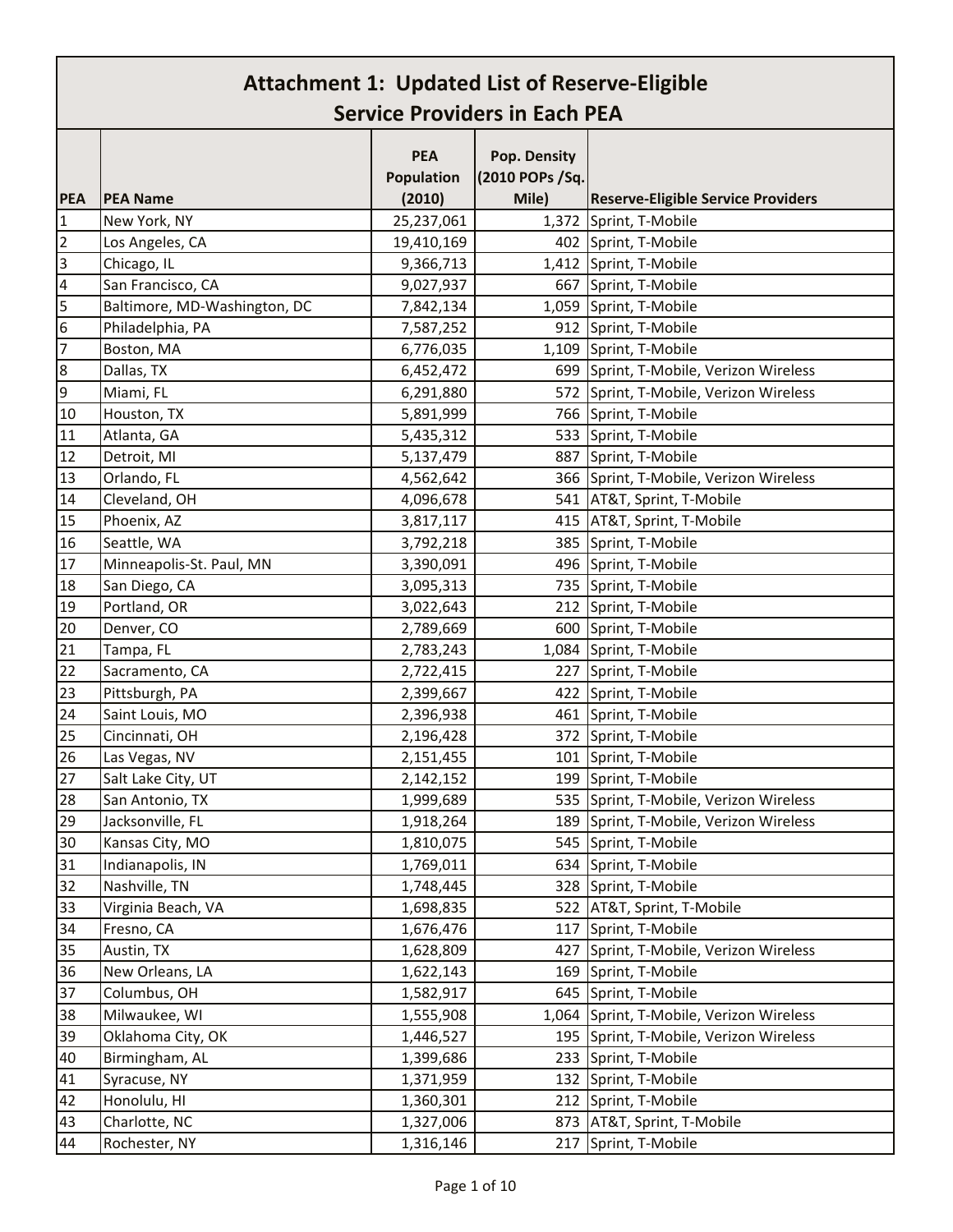# Attachment 1: Updated List of Reserve-Eligible Service Providers in Each PEA

| PEA | PEA Name | PEA Population (2010) | Pop. Density (2010 POPs /Sq. Mile) | Reserve-Eligible Service Providers |
|---|---|---|---|---|
| 1 | New York, NY | 25,237,061 | 1,372 | Sprint, T-Mobile |
| 2 | Los Angeles, CA | 19,410,169 | 402 | Sprint, T-Mobile |
| 3 | Chicago, IL | 9,366,713 | 1,412 | Sprint, T-Mobile |
| 4 | San Francisco, CA | 9,027,937 | 667 | Sprint, T-Mobile |
| 5 | Baltimore, MD-Washington, DC | 7,842,134 | 1,059 | Sprint, T-Mobile |
| 6 | Philadelphia, PA | 7,587,252 | 912 | Sprint, T-Mobile |
| 7 | Boston, MA | 6,776,035 | 1,109 | Sprint, T-Mobile |
| 8 | Dallas, TX | 6,452,472 | 699 | Sprint, T-Mobile, Verizon Wireless |
| 9 | Miami, FL | 6,291,880 | 572 | Sprint, T-Mobile, Verizon Wireless |
| 10 | Houston, TX | 5,891,999 | 766 | Sprint, T-Mobile |
| 11 | Atlanta, GA | 5,435,312 | 533 | Sprint, T-Mobile |
| 12 | Detroit, MI | 5,137,479 | 887 | Sprint, T-Mobile |
| 13 | Orlando, FL | 4,562,642 | 366 | Sprint, T-Mobile, Verizon Wireless |
| 14 | Cleveland, OH | 4,096,678 | 541 | AT&T, Sprint, T-Mobile |
| 15 | Phoenix, AZ | 3,817,117 | 415 | AT&T, Sprint, T-Mobile |
| 16 | Seattle, WA | 3,792,218 | 385 | Sprint, T-Mobile |
| 17 | Minneapolis-St. Paul, MN | 3,390,091 | 496 | Sprint, T-Mobile |
| 18 | San Diego, CA | 3,095,313 | 735 | Sprint, T-Mobile |
| 19 | Portland, OR | 3,022,643 | 212 | Sprint, T-Mobile |
| 20 | Denver, CO | 2,789,669 | 600 | Sprint, T-Mobile |
| 21 | Tampa, FL | 2,783,243 | 1,084 | Sprint, T-Mobile |
| 22 | Sacramento, CA | 2,722,415 | 227 | Sprint, T-Mobile |
| 23 | Pittsburgh, PA | 2,399,667 | 422 | Sprint, T-Mobile |
| 24 | Saint Louis, MO | 2,396,938 | 461 | Sprint, T-Mobile |
| 25 | Cincinnati, OH | 2,196,428 | 372 | Sprint, T-Mobile |
| 26 | Las Vegas, NV | 2,151,455 | 101 | Sprint, T-Mobile |
| 27 | Salt Lake City, UT | 2,142,152 | 199 | Sprint, T-Mobile |
| 28 | San Antonio, TX | 1,999,689 | 535 | Sprint, T-Mobile, Verizon Wireless |
| 29 | Jacksonville, FL | 1,918,264 | 189 | Sprint, T-Mobile, Verizon Wireless |
| 30 | Kansas City, MO | 1,810,075 | 545 | Sprint, T-Mobile |
| 31 | Indianapolis, IN | 1,769,011 | 634 | Sprint, T-Mobile |
| 32 | Nashville, TN | 1,748,445 | 328 | Sprint, T-Mobile |
| 33 | Virginia Beach, VA | 1,698,835 | 522 | AT&T, Sprint, T-Mobile |
| 34 | Fresno, CA | 1,676,476 | 117 | Sprint, T-Mobile |
| 35 | Austin, TX | 1,628,809 | 427 | Sprint, T-Mobile, Verizon Wireless |
| 36 | New Orleans, LA | 1,622,143 | 169 | Sprint, T-Mobile |
| 37 | Columbus, OH | 1,582,917 | 645 | Sprint, T-Mobile |
| 38 | Milwaukee, WI | 1,555,908 | 1,064 | Sprint, T-Mobile, Verizon Wireless |
| 39 | Oklahoma City, OK | 1,446,527 | 195 | Sprint, T-Mobile, Verizon Wireless |
| 40 | Birmingham, AL | 1,399,686 | 233 | Sprint, T-Mobile |
| 41 | Syracuse, NY | 1,371,959 | 132 | Sprint, T-Mobile |
| 42 | Honolulu, HI | 1,360,301 | 212 | Sprint, T-Mobile |
| 43 | Charlotte, NC | 1,327,006 | 873 | AT&T, Sprint, T-Mobile |
| 44 | Rochester, NY | 1,316,146 | 217 | Sprint, T-Mobile |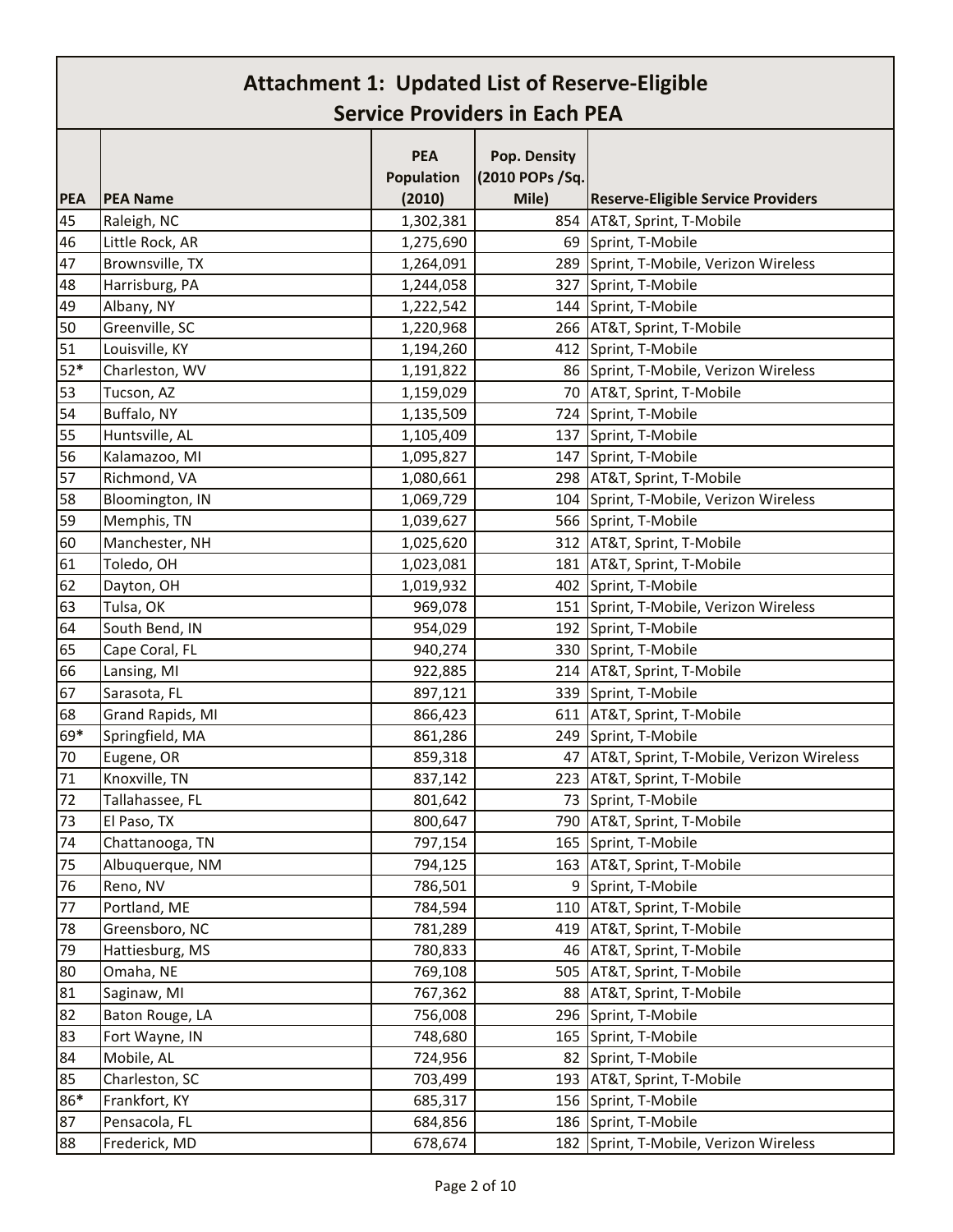# Attachment 1: Updated List of Reserve-Eligible Service Providers in Each PEA

| PEA | PEA Name | PEA Population (2010) | Pop. Density (2010 POPs /Sq. Mile) | Reserve-Eligible Service Providers |
|---|---|---|---|---|
| 45 | Raleigh, NC | 1,302,381 | 854 | AT&T, Sprint, T-Mobile |
| 46 | Little Rock, AR | 1,275,690 | 69 | Sprint, T-Mobile |
| 47 | Brownsville, TX | 1,264,091 | 289 | Sprint, T-Mobile, Verizon Wireless |
| 48 | Harrisburg, PA | 1,244,058 | 327 | Sprint, T-Mobile |
| 49 | Albany, NY | 1,222,542 | 144 | Sprint, T-Mobile |
| 50 | Greenville, SC | 1,220,968 | 266 | AT&T, Sprint, T-Mobile |
| 51 | Louisville, KY | 1,194,260 | 412 | Sprint, T-Mobile |
| 52* | Charleston, WV | 1,191,822 | 86 | Sprint, T-Mobile, Verizon Wireless |
| 53 | Tucson, AZ | 1,159,029 | 70 | AT&T, Sprint, T-Mobile |
| 54 | Buffalo, NY | 1,135,509 | 724 | Sprint, T-Mobile |
| 55 | Huntsville, AL | 1,105,409 | 137 | Sprint, T-Mobile |
| 56 | Kalamazoo, MI | 1,095,827 | 147 | Sprint, T-Mobile |
| 57 | Richmond, VA | 1,080,661 | 298 | AT&T, Sprint, T-Mobile |
| 58 | Bloomington, IN | 1,069,729 | 104 | Sprint, T-Mobile, Verizon Wireless |
| 59 | Memphis, TN | 1,039,627 | 566 | Sprint, T-Mobile |
| 60 | Manchester, NH | 1,025,620 | 312 | AT&T, Sprint, T-Mobile |
| 61 | Toledo, OH | 1,023,081 | 181 | AT&T, Sprint, T-Mobile |
| 62 | Dayton, OH | 1,019,932 | 402 | Sprint, T-Mobile |
| 63 | Tulsa, OK | 969,078 | 151 | Sprint, T-Mobile, Verizon Wireless |
| 64 | South Bend, IN | 954,029 | 192 | Sprint, T-Mobile |
| 65 | Cape Coral, FL | 940,274 | 330 | Sprint, T-Mobile |
| 66 | Lansing, MI | 922,885 | 214 | AT&T, Sprint, T-Mobile |
| 67 | Sarasota, FL | 897,121 | 339 | Sprint, T-Mobile |
| 68 | Grand Rapids, MI | 866,423 | 611 | AT&T, Sprint, T-Mobile |
| 69* | Springfield, MA | 861,286 | 249 | Sprint, T-Mobile |
| 70 | Eugene, OR | 859,318 | 47 | AT&T, Sprint, T-Mobile, Verizon Wireless |
| 71 | Knoxville, TN | 837,142 | 223 | AT&T, Sprint, T-Mobile |
| 72 | Tallahassee, FL | 801,642 | 73 | Sprint, T-Mobile |
| 73 | El Paso, TX | 800,647 | 790 | AT&T, Sprint, T-Mobile |
| 74 | Chattanooga, TN | 797,154 | 165 | Sprint, T-Mobile |
| 75 | Albuquerque, NM | 794,125 | 163 | AT&T, Sprint, T-Mobile |
| 76 | Reno, NV | 786,501 | 9 | Sprint, T-Mobile |
| 77 | Portland, ME | 784,594 | 110 | AT&T, Sprint, T-Mobile |
| 78 | Greensboro, NC | 781,289 | 419 | AT&T, Sprint, T-Mobile |
| 79 | Hattiesburg, MS | 780,833 | 46 | AT&T, Sprint, T-Mobile |
| 80 | Omaha, NE | 769,108 | 505 | AT&T, Sprint, T-Mobile |
| 81 | Saginaw, MI | 767,362 | 88 | AT&T, Sprint, T-Mobile |
| 82 | Baton Rouge, LA | 756,008 | 296 | Sprint, T-Mobile |
| 83 | Fort Wayne, IN | 748,680 | 165 | Sprint, T-Mobile |
| 84 | Mobile, AL | 724,956 | 82 | Sprint, T-Mobile |
| 85 | Charleston, SC | 703,499 | 193 | AT&T, Sprint, T-Mobile |
| 86* | Frankfort, KY | 685,317 | 156 | Sprint, T-Mobile |
| 87 | Pensacola, FL | 684,856 | 186 | Sprint, T-Mobile |
| 88 | Frederick, MD | 678,674 | 182 | Sprint, T-Mobile, Verizon Wireless |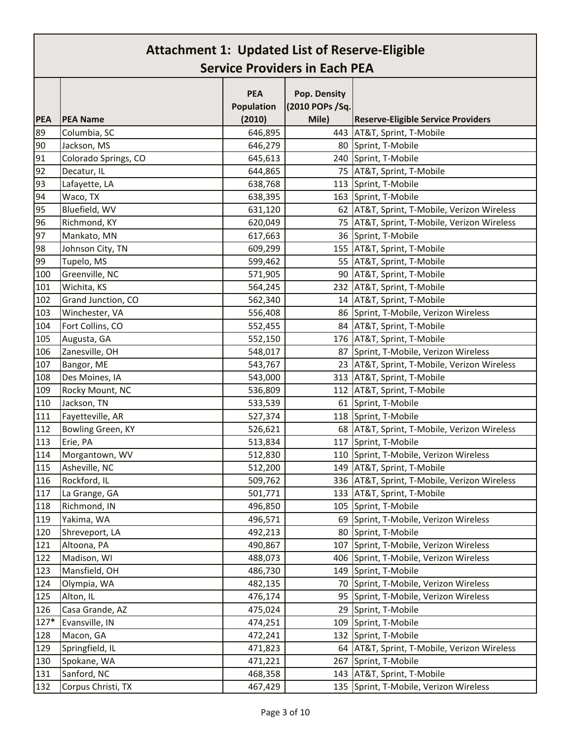# Attachment 1: Updated List of Reserve-Eligible Service Providers in Each PEA

| PEA | PEA Name | PEA Population (2010) | Pop. Density (2010 POPs /Sq. Mile) | Reserve-Eligible Service Providers |
|---|---|---|---|---|
| 89 | Columbia, SC | 646,895 | 443 | AT&T, Sprint, T-Mobile |
| 90 | Jackson, MS | 646,279 | 80 | Sprint, T-Mobile |
| 91 | Colorado Springs, CO | 645,613 | 240 | Sprint, T-Mobile |
| 92 | Decatur, IL | 644,865 | 75 | AT&T, Sprint, T-Mobile |
| 93 | Lafayette, LA | 638,768 | 113 | Sprint, T-Mobile |
| 94 | Waco, TX | 638,395 | 163 | Sprint, T-Mobile |
| 95 | Bluefield, WV | 631,120 | 62 | AT&T, Sprint, T-Mobile, Verizon Wireless |
| 96 | Richmond, KY | 620,049 | 75 | AT&T, Sprint, T-Mobile, Verizon Wireless |
| 97 | Mankato, MN | 617,663 | 36 | Sprint, T-Mobile |
| 98 | Johnson City, TN | 609,299 | 155 | AT&T, Sprint, T-Mobile |
| 99 | Tupelo, MS | 599,462 | 55 | AT&T, Sprint, T-Mobile |
| 100 | Greenville, NC | 571,905 | 90 | AT&T, Sprint, T-Mobile |
| 101 | Wichita, KS | 564,245 | 232 | AT&T, Sprint, T-Mobile |
| 102 | Grand Junction, CO | 562,340 | 14 | AT&T, Sprint, T-Mobile |
| 103 | Winchester, VA | 556,408 | 86 | Sprint, T-Mobile, Verizon Wireless |
| 104 | Fort Collins, CO | 552,455 | 84 | AT&T, Sprint, T-Mobile |
| 105 | Augusta, GA | 552,150 | 176 | AT&T, Sprint, T-Mobile |
| 106 | Zanesville, OH | 548,017 | 87 | Sprint, T-Mobile, Verizon Wireless |
| 107 | Bangor, ME | 543,767 | 23 | AT&T, Sprint, T-Mobile, Verizon Wireless |
| 108 | Des Moines, IA | 543,000 | 313 | AT&T, Sprint, T-Mobile |
| 109 | Rocky Mount, NC | 536,809 | 112 | AT&T, Sprint, T-Mobile |
| 110 | Jackson, TN | 533,539 | 61 | Sprint, T-Mobile |
| 111 | Fayetteville, AR | 527,374 | 118 | Sprint, T-Mobile |
| 112 | Bowling Green, KY | 526,621 | 68 | AT&T, Sprint, T-Mobile, Verizon Wireless |
| 113 | Erie, PA | 513,834 | 117 | Sprint, T-Mobile |
| 114 | Morgantown, WV | 512,830 | 110 | Sprint, T-Mobile, Verizon Wireless |
| 115 | Asheville, NC | 512,200 | 149 | AT&T, Sprint, T-Mobile |
| 116 | Rockford, IL | 509,762 | 336 | AT&T, Sprint, T-Mobile, Verizon Wireless |
| 117 | La Grange, GA | 501,771 | 133 | AT&T, Sprint, T-Mobile |
| 118 | Richmond, IN | 496,850 | 105 | Sprint, T-Mobile |
| 119 | Yakima, WA | 496,571 | 69 | Sprint, T-Mobile, Verizon Wireless |
| 120 | Shreveport, LA | 492,213 | 80 | Sprint, T-Mobile |
| 121 | Altoona, PA | 490,867 | 107 | Sprint, T-Mobile, Verizon Wireless |
| 122 | Madison, WI | 488,073 | 406 | Sprint, T-Mobile, Verizon Wireless |
| 123 | Mansfield, OH | 486,730 | 149 | Sprint, T-Mobile |
| 124 | Olympia, WA | 482,135 | 70 | Sprint, T-Mobile, Verizon Wireless |
| 125 | Alton, IL | 476,174 | 95 | Sprint, T-Mobile, Verizon Wireless |
| 126 | Casa Grande, AZ | 475,024 | 29 | Sprint, T-Mobile |
| 127* | Evansville, IN | 474,251 | 109 | Sprint, T-Mobile |
| 128 | Macon, GA | 472,241 | 132 | Sprint, T-Mobile |
| 129 | Springfield, IL | 471,823 | 64 | AT&T, Sprint, T-Mobile, Verizon Wireless |
| 130 | Spokane, WA | 471,221 | 267 | Sprint, T-Mobile |
| 131 | Sanford, NC | 468,358 | 143 | AT&T, Sprint, T-Mobile |
| 132 | Corpus Christi, TX | 467,429 | 135 | Sprint, T-Mobile, Verizon Wireless |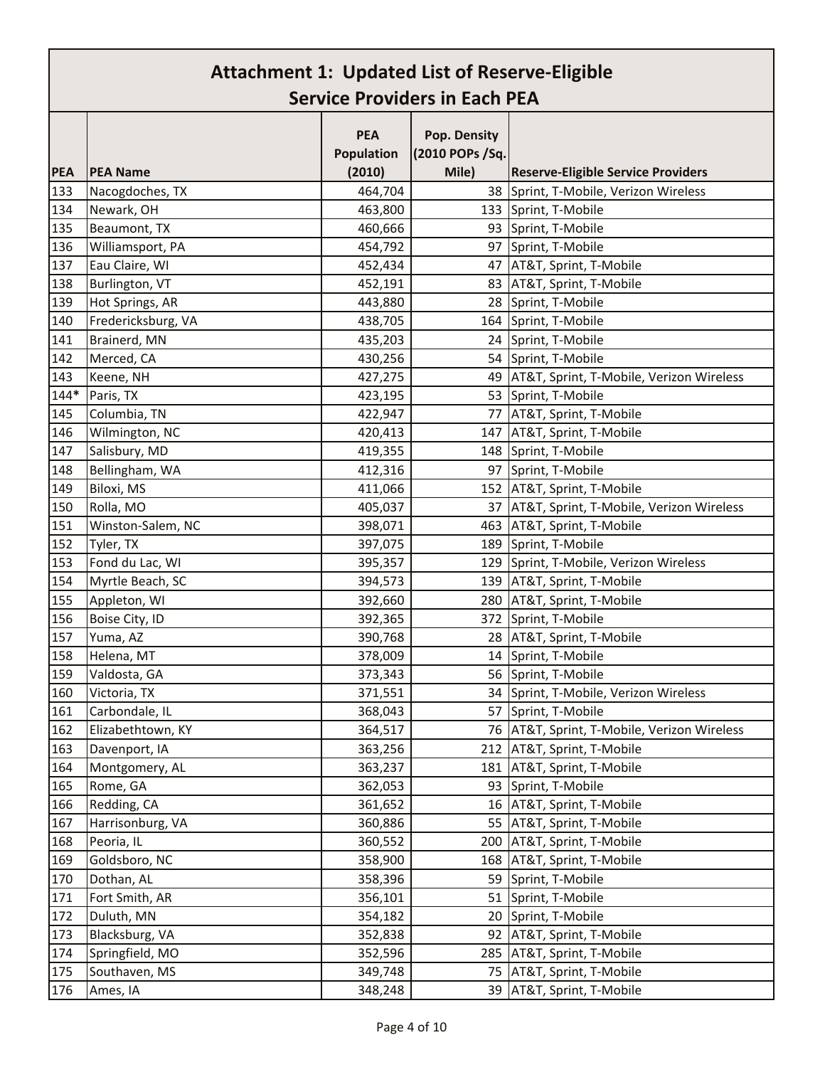## Attachment 1: Updated List of Reserve-Eligible Service Providers in Each PEA

| PEA | PEA Name | PEA Population (2010) | Pop. Density (2010 POPs /Sq. Mile) | Reserve-Eligible Service Providers |
|---|---|---|---|---|
| 133 | Nacogdoches, TX | 464,704 | 38 | Sprint, T-Mobile, Verizon Wireless |
| 134 | Newark, OH | 463,800 | 133 | Sprint, T-Mobile |
| 135 | Beaumont, TX | 460,666 | 93 | Sprint, T-Mobile |
| 136 | Williamsport, PA | 454,792 | 97 | Sprint, T-Mobile |
| 137 | Eau Claire, WI | 452,434 | 47 | AT&T, Sprint, T-Mobile |
| 138 | Burlington, VT | 452,191 | 83 | AT&T, Sprint, T-Mobile |
| 139 | Hot Springs, AR | 443,880 | 28 | Sprint, T-Mobile |
| 140 | Fredericksburg, VA | 438,705 | 164 | Sprint, T-Mobile |
| 141 | Brainerd, MN | 435,203 | 24 | Sprint, T-Mobile |
| 142 | Merced, CA | 430,256 | 54 | Sprint, T-Mobile |
| 143 | Keene, NH | 427,275 | 49 | AT&T, Sprint, T-Mobile, Verizon Wireless |
| 144* | Paris, TX | 423,195 | 53 | Sprint, T-Mobile |
| 145 | Columbia, TN | 422,947 | 77 | AT&T, Sprint, T-Mobile |
| 146 | Wilmington, NC | 420,413 | 147 | AT&T, Sprint, T-Mobile |
| 147 | Salisbury, MD | 419,355 | 148 | Sprint, T-Mobile |
| 148 | Bellingham, WA | 412,316 | 97 | Sprint, T-Mobile |
| 149 | Biloxi, MS | 411,066 | 152 | AT&T, Sprint, T-Mobile |
| 150 | Rolla, MO | 405,037 | 37 | AT&T, Sprint, T-Mobile, Verizon Wireless |
| 151 | Winston-Salem, NC | 398,071 | 463 | AT&T, Sprint, T-Mobile |
| 152 | Tyler, TX | 397,075 | 189 | Sprint, T-Mobile |
| 153 | Fond du Lac, WI | 395,357 | 129 | Sprint, T-Mobile, Verizon Wireless |
| 154 | Myrtle Beach, SC | 394,573 | 139 | AT&T, Sprint, T-Mobile |
| 155 | Appleton, WI | 392,660 | 280 | AT&T, Sprint, T-Mobile |
| 156 | Boise City, ID | 392,365 | 372 | Sprint, T-Mobile |
| 157 | Yuma, AZ | 390,768 | 28 | AT&T, Sprint, T-Mobile |
| 158 | Helena, MT | 378,009 | 14 | Sprint, T-Mobile |
| 159 | Valdosta, GA | 373,343 | 56 | Sprint, T-Mobile |
| 160 | Victoria, TX | 371,551 | 34 | Sprint, T-Mobile, Verizon Wireless |
| 161 | Carbondale, IL | 368,043 | 57 | Sprint, T-Mobile |
| 162 | Elizabethtown, KY | 364,517 | 76 | AT&T, Sprint, T-Mobile, Verizon Wireless |
| 163 | Davenport, IA | 363,256 | 212 | AT&T, Sprint, T-Mobile |
| 164 | Montgomery, AL | 363,237 | 181 | AT&T, Sprint, T-Mobile |
| 165 | Rome, GA | 362,053 | 93 | Sprint, T-Mobile |
| 166 | Redding, CA | 361,652 | 16 | AT&T, Sprint, T-Mobile |
| 167 | Harrisonburg, VA | 360,886 | 55 | AT&T, Sprint, T-Mobile |
| 168 | Peoria, IL | 360,552 | 200 | AT&T, Sprint, T-Mobile |
| 169 | Goldsboro, NC | 358,900 | 168 | AT&T, Sprint, T-Mobile |
| 170 | Dothan, AL | 358,396 | 59 | Sprint, T-Mobile |
| 171 | Fort Smith, AR | 356,101 | 51 | Sprint, T-Mobile |
| 172 | Duluth, MN | 354,182 | 20 | Sprint, T-Mobile |
| 173 | Blacksburg, VA | 352,838 | 92 | AT&T, Sprint, T-Mobile |
| 174 | Springfield, MO | 352,596 | 285 | AT&T, Sprint, T-Mobile |
| 175 | Southaven, MS | 349,748 | 75 | AT&T, Sprint, T-Mobile |
| 176 | Ames, IA | 348,248 | 39 | AT&T, Sprint, T-Mobile |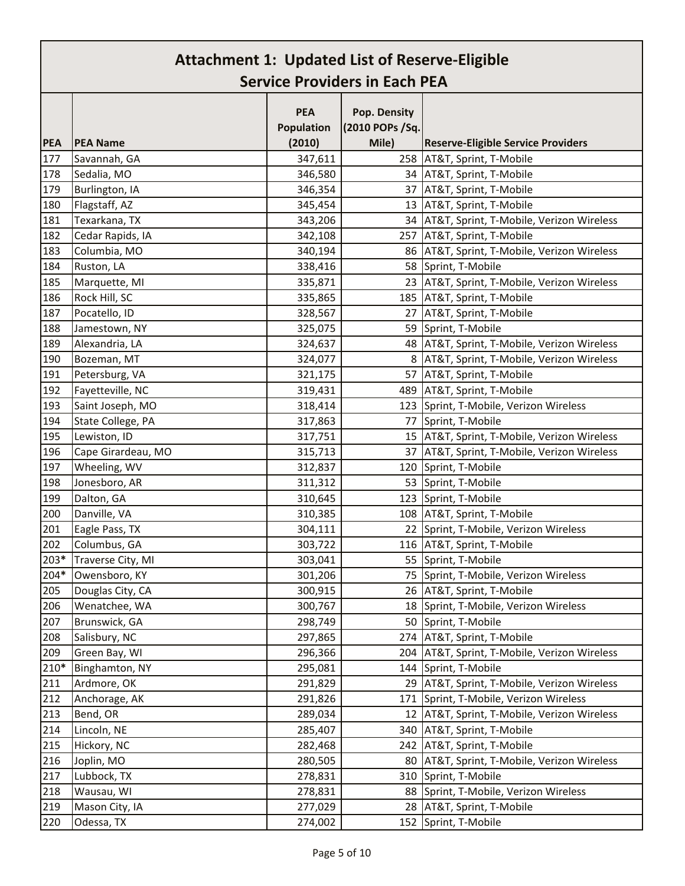# Attachment 1: Updated List of Reserve-Eligible Service Providers in Each PEA

| PEA | PEA Name | PEA Population (2010) | Pop. Density (2010 POPs /Sq. Mile) | Reserve-Eligible Service Providers |
|---|---|---|---|---|
| 177 | Savannah, GA | 347,611 | 258 | AT&T, Sprint, T-Mobile |
| 178 | Sedalia, MO | 346,580 | 34 | AT&T, Sprint, T-Mobile |
| 179 | Burlington, IA | 346,354 | 37 | AT&T, Sprint, T-Mobile |
| 180 | Flagstaff, AZ | 345,454 | 13 | AT&T, Sprint, T-Mobile |
| 181 | Texarkana, TX | 343,206 | 34 | AT&T, Sprint, T-Mobile, Verizon Wireless |
| 182 | Cedar Rapids, IA | 342,108 | 257 | AT&T, Sprint, T-Mobile |
| 183 | Columbia, MO | 340,194 | 86 | AT&T, Sprint, T-Mobile, Verizon Wireless |
| 184 | Ruston, LA | 338,416 | 58 | Sprint, T-Mobile |
| 185 | Marquette, MI | 335,871 | 23 | AT&T, Sprint, T-Mobile, Verizon Wireless |
| 186 | Rock Hill, SC | 335,865 | 185 | AT&T, Sprint, T-Mobile |
| 187 | Pocatello, ID | 328,567 | 27 | AT&T, Sprint, T-Mobile |
| 188 | Jamestown, NY | 325,075 | 59 | Sprint, T-Mobile |
| 189 | Alexandria, LA | 324,637 | 48 | AT&T, Sprint, T-Mobile, Verizon Wireless |
| 190 | Bozeman, MT | 324,077 | 8 | AT&T, Sprint, T-Mobile, Verizon Wireless |
| 191 | Petersburg, VA | 321,175 | 57 | AT&T, Sprint, T-Mobile |
| 192 | Fayetteville, NC | 319,431 | 489 | AT&T, Sprint, T-Mobile |
| 193 | Saint Joseph, MO | 318,414 | 123 | Sprint, T-Mobile, Verizon Wireless |
| 194 | State College, PA | 317,863 | 77 | Sprint, T-Mobile |
| 195 | Lewiston, ID | 317,751 | 15 | AT&T, Sprint, T-Mobile, Verizon Wireless |
| 196 | Cape Girardeau, MO | 315,713 | 37 | AT&T, Sprint, T-Mobile, Verizon Wireless |
| 197 | Wheeling, WV | 312,837 | 120 | Sprint, T-Mobile |
| 198 | Jonesboro, AR | 311,312 | 53 | Sprint, T-Mobile |
| 199 | Dalton, GA | 310,645 | 123 | Sprint, T-Mobile |
| 200 | Danville, VA | 310,385 | 108 | AT&T, Sprint, T-Mobile |
| 201 | Eagle Pass, TX | 304,111 | 22 | Sprint, T-Mobile, Verizon Wireless |
| 202 | Columbus, GA | 303,722 | 116 | AT&T, Sprint, T-Mobile |
| 203* | Traverse City, MI | 303,041 | 55 | Sprint, T-Mobile |
| 204* | Owensboro, KY | 301,206 | 75 | Sprint, T-Mobile, Verizon Wireless |
| 205 | Douglas City, CA | 300,915 | 26 | AT&T, Sprint, T-Mobile |
| 206 | Wenatchee, WA | 300,767 | 18 | Sprint, T-Mobile, Verizon Wireless |
| 207 | Brunswick, GA | 298,749 | 50 | Sprint, T-Mobile |
| 208 | Salisbury, NC | 297,865 | 274 | AT&T, Sprint, T-Mobile |
| 209 | Green Bay, WI | 296,366 | 204 | AT&T, Sprint, T-Mobile, Verizon Wireless |
| 210* | Binghamton, NY | 295,081 | 144 | Sprint, T-Mobile |
| 211 | Ardmore, OK | 291,829 | 29 | AT&T, Sprint, T-Mobile, Verizon Wireless |
| 212 | Anchorage, AK | 291,826 | 171 | Sprint, T-Mobile, Verizon Wireless |
| 213 | Bend, OR | 289,034 | 12 | AT&T, Sprint, T-Mobile, Verizon Wireless |
| 214 | Lincoln, NE | 285,407 | 340 | AT&T, Sprint, T-Mobile |
| 215 | Hickory, NC | 282,468 | 242 | AT&T, Sprint, T-Mobile |
| 216 | Joplin, MO | 280,505 | 80 | AT&T, Sprint, T-Mobile, Verizon Wireless |
| 217 | Lubbock, TX | 278,831 | 310 | Sprint, T-Mobile |
| 218 | Wausau, WI | 278,831 | 88 | Sprint, T-Mobile, Verizon Wireless |
| 219 | Mason City, IA | 277,029 | 28 | AT&T, Sprint, T-Mobile |
| 220 | Odessa, TX | 274,002 | 152 | Sprint, T-Mobile |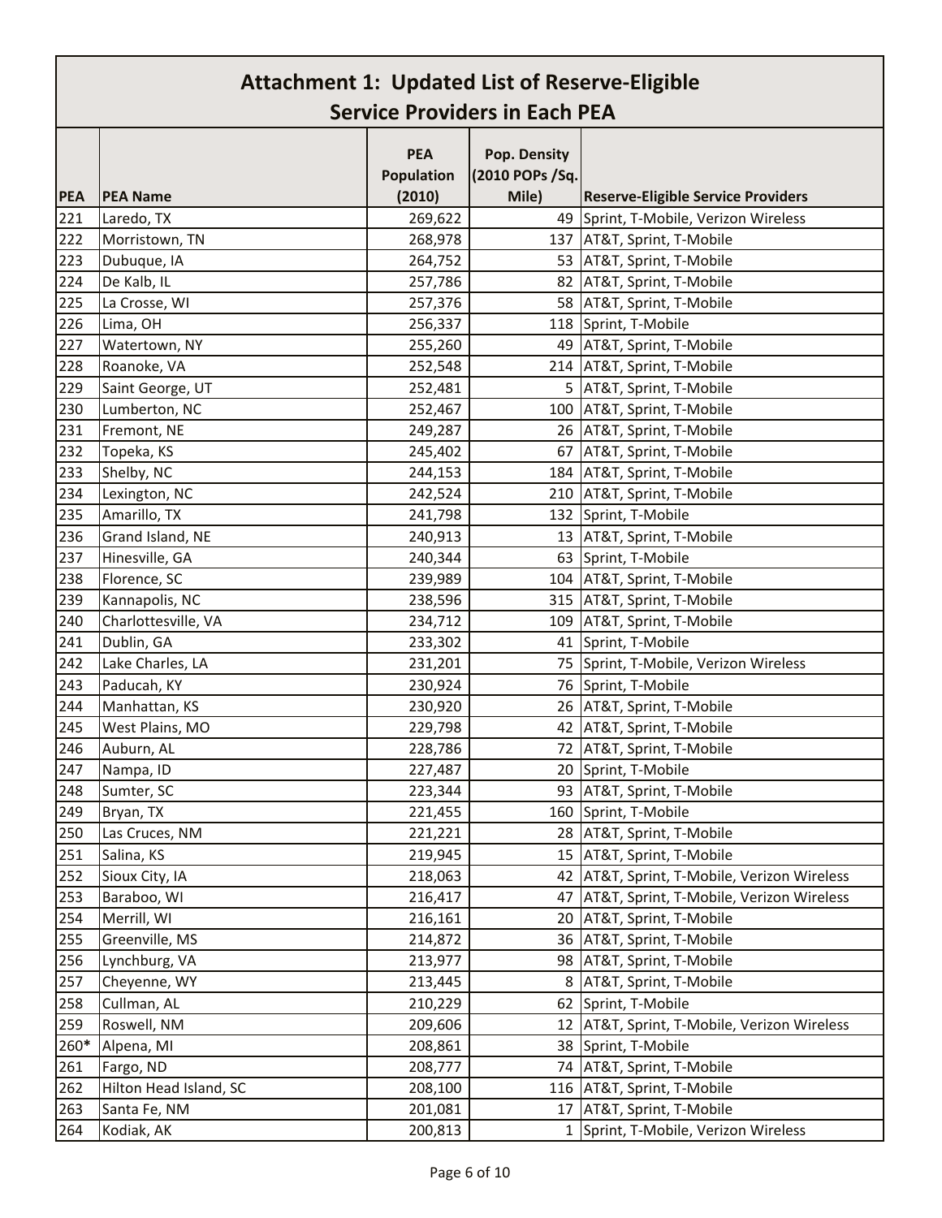# Attachment 1: Updated List of Reserve-Eligible Service Providers in Each PEA

| PEA | PEA Name | PEA Population (2010) | Pop. Density (2010 POPs /Sq. Mile) | Reserve-Eligible Service Providers |
|---|---|---|---|---|
| 221 | Laredo, TX | 269,622 | 49 | Sprint, T-Mobile, Verizon Wireless |
| 222 | Morristown, TN | 268,978 | 137 | AT&T, Sprint, T-Mobile |
| 223 | Dubuque, IA | 264,752 | 53 | AT&T, Sprint, T-Mobile |
| 224 | De Kalb, IL | 257,786 | 82 | AT&T, Sprint, T-Mobile |
| 225 | La Crosse, WI | 257,376 | 58 | AT&T, Sprint, T-Mobile |
| 226 | Lima, OH | 256,337 | 118 | Sprint, T-Mobile |
| 227 | Watertown, NY | 255,260 | 49 | AT&T, Sprint, T-Mobile |
| 228 | Roanoke, VA | 252,548 | 214 | AT&T, Sprint, T-Mobile |
| 229 | Saint George, UT | 252,481 | 5 | AT&T, Sprint, T-Mobile |
| 230 | Lumberton, NC | 252,467 | 100 | AT&T, Sprint, T-Mobile |
| 231 | Fremont, NE | 249,287 | 26 | AT&T, Sprint, T-Mobile |
| 232 | Topeka, KS | 245,402 | 67 | AT&T, Sprint, T-Mobile |
| 233 | Shelby, NC | 244,153 | 184 | AT&T, Sprint, T-Mobile |
| 234 | Lexington, NC | 242,524 | 210 | AT&T, Sprint, T-Mobile |
| 235 | Amarillo, TX | 241,798 | 132 | Sprint, T-Mobile |
| 236 | Grand Island, NE | 240,913 | 13 | AT&T, Sprint, T-Mobile |
| 237 | Hinesville, GA | 240,344 | 63 | Sprint, T-Mobile |
| 238 | Florence, SC | 239,989 | 104 | AT&T, Sprint, T-Mobile |
| 239 | Kannapolis, NC | 238,596 | 315 | AT&T, Sprint, T-Mobile |
| 240 | Charlottesville, VA | 234,712 | 109 | AT&T, Sprint, T-Mobile |
| 241 | Dublin, GA | 233,302 | 41 | Sprint, T-Mobile |
| 242 | Lake Charles, LA | 231,201 | 75 | Sprint, T-Mobile, Verizon Wireless |
| 243 | Paducah, KY | 230,924 | 76 | Sprint, T-Mobile |
| 244 | Manhattan, KS | 230,920 | 26 | AT&T, Sprint, T-Mobile |
| 245 | West Plains, MO | 229,798 | 42 | AT&T, Sprint, T-Mobile |
| 246 | Auburn, AL | 228,786 | 72 | AT&T, Sprint, T-Mobile |
| 247 | Nampa, ID | 227,487 | 20 | Sprint, T-Mobile |
| 248 | Sumter, SC | 223,344 | 93 | AT&T, Sprint, T-Mobile |
| 249 | Bryan, TX | 221,455 | 160 | Sprint, T-Mobile |
| 250 | Las Cruces, NM | 221,221 | 28 | AT&T, Sprint, T-Mobile |
| 251 | Salina, KS | 219,945 | 15 | AT&T, Sprint, T-Mobile |
| 252 | Sioux City, IA | 218,063 | 42 | AT&T, Sprint, T-Mobile, Verizon Wireless |
| 253 | Baraboo, WI | 216,417 | 47 | AT&T, Sprint, T-Mobile, Verizon Wireless |
| 254 | Merrill, WI | 216,161 | 20 | AT&T, Sprint, T-Mobile |
| 255 | Greenville, MS | 214,872 | 36 | AT&T, Sprint, T-Mobile |
| 256 | Lynchburg, VA | 213,977 | 98 | AT&T, Sprint, T-Mobile |
| 257 | Cheyenne, WY | 213,445 | 8 | AT&T, Sprint, T-Mobile |
| 258 | Cullman, AL | 210,229 | 62 | Sprint, T-Mobile |
| 259 | Roswell, NM | 209,606 | 12 | AT&T, Sprint, T-Mobile, Verizon Wireless |
| 260* | Alpena, MI | 208,861 | 38 | Sprint, T-Mobile |
| 261 | Fargo, ND | 208,777 | 74 | AT&T, Sprint, T-Mobile |
| 262 | Hilton Head Island, SC | 208,100 | 116 | AT&T, Sprint, T-Mobile |
| 263 | Santa Fe, NM | 201,081 | 17 | AT&T, Sprint, T-Mobile |
| 264 | Kodiak, AK | 200,813 | 1 | Sprint, T-Mobile, Verizon Wireless |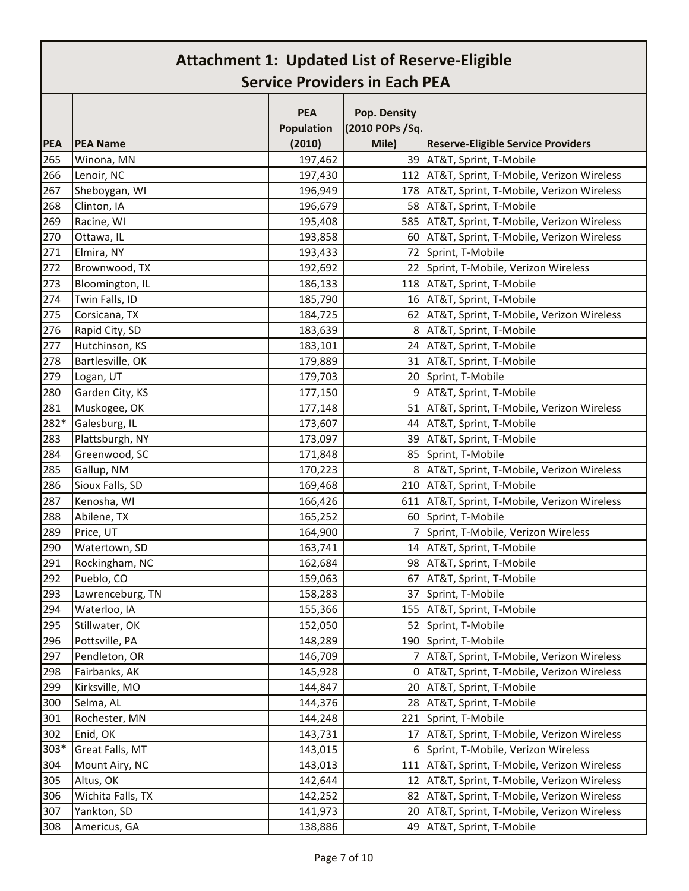# Attachment 1: Updated List of Reserve-Eligible Service Providers in Each PEA

| PEA | PEA Name | PEA Population (2010) | Pop. Density (2010 POPs /Sq. Mile) | Reserve-Eligible Service Providers |
|---|---|---|---|---|
| 265 | Winona, MN | 197,462 | 39 | AT&T, Sprint, T-Mobile |
| 266 | Lenoir, NC | 197,430 | 112 | AT&T, Sprint, T-Mobile, Verizon Wireless |
| 267 | Sheboygan, WI | 196,949 | 178 | AT&T, Sprint, T-Mobile, Verizon Wireless |
| 268 | Clinton, IA | 196,679 | 58 | AT&T, Sprint, T-Mobile |
| 269 | Racine, WI | 195,408 | 585 | AT&T, Sprint, T-Mobile, Verizon Wireless |
| 270 | Ottawa, IL | 193,858 | 60 | AT&T, Sprint, T-Mobile, Verizon Wireless |
| 271 | Elmira, NY | 193,433 | 72 | Sprint, T-Mobile |
| 272 | Brownwood, TX | 192,692 | 22 | Sprint, T-Mobile, Verizon Wireless |
| 273 | Bloomington, IL | 186,133 | 118 | AT&T, Sprint, T-Mobile |
| 274 | Twin Falls, ID | 185,790 | 16 | AT&T, Sprint, T-Mobile |
| 275 | Corsicana, TX | 184,725 | 62 | AT&T, Sprint, T-Mobile, Verizon Wireless |
| 276 | Rapid City, SD | 183,639 | 8 | AT&T, Sprint, T-Mobile |
| 277 | Hutchinson, KS | 183,101 | 24 | AT&T, Sprint, T-Mobile |
| 278 | Bartlesville, OK | 179,889 | 31 | AT&T, Sprint, T-Mobile |
| 279 | Logan, UT | 179,703 | 20 | Sprint, T-Mobile |
| 280 | Garden City, KS | 177,150 | 9 | AT&T, Sprint, T-Mobile |
| 281 | Muskogee, OK | 177,148 | 51 | AT&T, Sprint, T-Mobile, Verizon Wireless |
| 282* | Galesburg, IL | 173,607 | 44 | AT&T, Sprint, T-Mobile |
| 283 | Plattsburgh, NY | 173,097 | 39 | AT&T, Sprint, T-Mobile |
| 284 | Greenwood, SC | 171,848 | 85 | Sprint, T-Mobile |
| 285 | Gallup, NM | 170,223 | 8 | AT&T, Sprint, T-Mobile, Verizon Wireless |
| 286 | Sioux Falls, SD | 169,468 | 210 | AT&T, Sprint, T-Mobile |
| 287 | Kenosha, WI | 166,426 | 611 | AT&T, Sprint, T-Mobile, Verizon Wireless |
| 288 | Abilene, TX | 165,252 | 60 | Sprint, T-Mobile |
| 289 | Price, UT | 164,900 | 7 | Sprint, T-Mobile, Verizon Wireless |
| 290 | Watertown, SD | 163,741 | 14 | AT&T, Sprint, T-Mobile |
| 291 | Rockingham, NC | 162,684 | 98 | AT&T, Sprint, T-Mobile |
| 292 | Pueblo, CO | 159,063 | 67 | AT&T, Sprint, T-Mobile |
| 293 | Lawrenceburg, TN | 158,283 | 37 | Sprint, T-Mobile |
| 294 | Waterloo, IA | 155,366 | 155 | AT&T, Sprint, T-Mobile |
| 295 | Stillwater, OK | 152,050 | 52 | Sprint, T-Mobile |
| 296 | Pottsville, PA | 148,289 | 190 | Sprint, T-Mobile |
| 297 | Pendleton, OR | 146,709 | 7 | AT&T, Sprint, T-Mobile, Verizon Wireless |
| 298 | Fairbanks, AK | 145,928 | 0 | AT&T, Sprint, T-Mobile, Verizon Wireless |
| 299 | Kirksville, MO | 144,847 | 20 | AT&T, Sprint, T-Mobile |
| 300 | Selma, AL | 144,376 | 28 | AT&T, Sprint, T-Mobile |
| 301 | Rochester, MN | 144,248 | 221 | Sprint, T-Mobile |
| 302 | Enid, OK | 143,731 | 17 | AT&T, Sprint, T-Mobile, Verizon Wireless |
| 303* | Great Falls, MT | 143,015 | 6 | Sprint, T-Mobile, Verizon Wireless |
| 304 | Mount Airy, NC | 143,013 | 111 | AT&T, Sprint, T-Mobile, Verizon Wireless |
| 305 | Altus, OK | 142,644 | 12 | AT&T, Sprint, T-Mobile, Verizon Wireless |
| 306 | Wichita Falls, TX | 142,252 | 82 | AT&T, Sprint, T-Mobile, Verizon Wireless |
| 307 | Yankton, SD | 141,973 | 20 | AT&T, Sprint, T-Mobile, Verizon Wireless |
| 308 | Americus, GA | 138,886 | 49 | AT&T, Sprint, T-Mobile |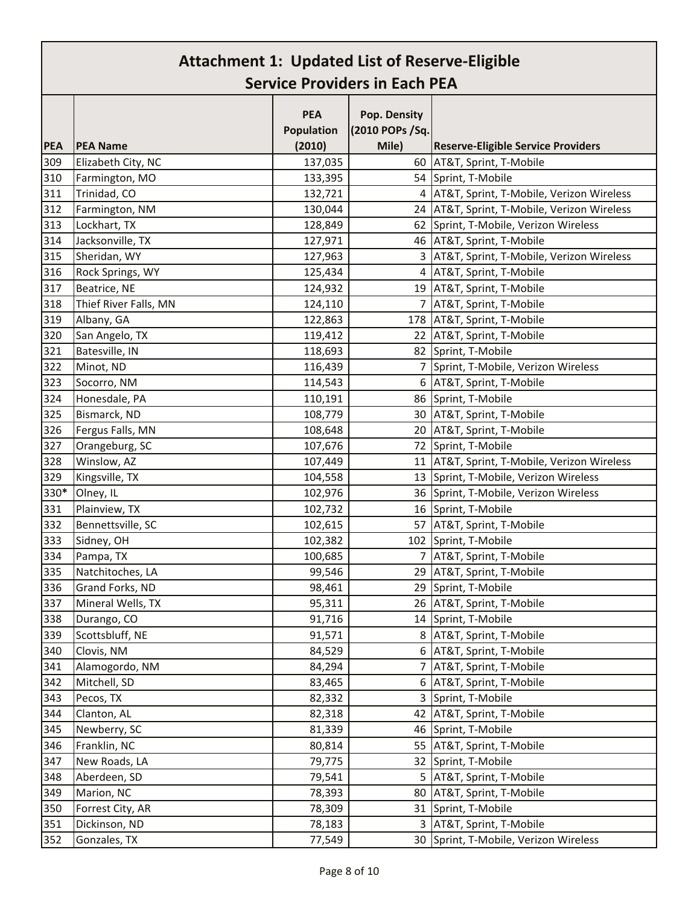# Attachment 1: Updated List of Reserve-Eligible Service Providers in Each PEA

| PEA | PEA Name | PEA Population (2010) | Pop. Density (2010 POPs /Sq. Mile) | Reserve-Eligible Service Providers |
|---|---|---|---|---|
| 309 | Elizabeth City, NC | 137,035 | 60 | AT&T, Sprint, T-Mobile |
| 310 | Farmington, MO | 133,395 | 54 | Sprint, T-Mobile |
| 311 | Trinidad, CO | 132,721 | 4 | AT&T, Sprint, T-Mobile, Verizon Wireless |
| 312 | Farmington, NM | 130,044 | 24 | AT&T, Sprint, T-Mobile, Verizon Wireless |
| 313 | Lockhart, TX | 128,849 | 62 | Sprint, T-Mobile, Verizon Wireless |
| 314 | Jacksonville, TX | 127,971 | 46 | AT&T, Sprint, T-Mobile |
| 315 | Sheridan, WY | 127,963 | 3 | AT&T, Sprint, T-Mobile, Verizon Wireless |
| 316 | Rock Springs, WY | 125,434 | 4 | AT&T, Sprint, T-Mobile |
| 317 | Beatrice, NE | 124,932 | 19 | AT&T, Sprint, T-Mobile |
| 318 | Thief River Falls, MN | 124,110 | 7 | AT&T, Sprint, T-Mobile |
| 319 | Albany, GA | 122,863 | 178 | AT&T, Sprint, T-Mobile |
| 320 | San Angelo, TX | 119,412 | 22 | AT&T, Sprint, T-Mobile |
| 321 | Batesville, IN | 118,693 | 82 | Sprint, T-Mobile |
| 322 | Minot, ND | 116,439 | 7 | Sprint, T-Mobile, Verizon Wireless |
| 323 | Socorro, NM | 114,543 | 6 | AT&T, Sprint, T-Mobile |
| 324 | Honesdale, PA | 110,191 | 86 | Sprint, T-Mobile |
| 325 | Bismarck, ND | 108,779 | 30 | AT&T, Sprint, T-Mobile |
| 326 | Fergus Falls, MN | 108,648 | 20 | AT&T, Sprint, T-Mobile |
| 327 | Orangeburg, SC | 107,676 | 72 | Sprint, T-Mobile |
| 328 | Winslow, AZ | 107,449 | 11 | AT&T, Sprint, T-Mobile, Verizon Wireless |
| 329 | Kingsville, TX | 104,558 | 13 | Sprint, T-Mobile, Verizon Wireless |
| 330* | Olney, IL | 102,976 | 36 | Sprint, T-Mobile, Verizon Wireless |
| 331 | Plainview, TX | 102,732 | 16 | Sprint, T-Mobile |
| 332 | Bennettsville, SC | 102,615 | 57 | AT&T, Sprint, T-Mobile |
| 333 | Sidney, OH | 102,382 | 102 | Sprint, T-Mobile |
| 334 | Pampa, TX | 100,685 | 7 | AT&T, Sprint, T-Mobile |
| 335 | Natchitoches, LA | 99,546 | 29 | AT&T, Sprint, T-Mobile |
| 336 | Grand Forks, ND | 98,461 | 29 | Sprint, T-Mobile |
| 337 | Mineral Wells, TX | 95,311 | 26 | AT&T, Sprint, T-Mobile |
| 338 | Durango, CO | 91,716 | 14 | Sprint, T-Mobile |
| 339 | Scottsbluff, NE | 91,571 | 8 | AT&T, Sprint, T-Mobile |
| 340 | Clovis, NM | 84,529 | 6 | AT&T, Sprint, T-Mobile |
| 341 | Alamogordo, NM | 84,294 | 7 | AT&T, Sprint, T-Mobile |
| 342 | Mitchell, SD | 83,465 | 6 | AT&T, Sprint, T-Mobile |
| 343 | Pecos, TX | 82,332 | 3 | Sprint, T-Mobile |
| 344 | Clanton, AL | 82,318 | 42 | AT&T, Sprint, T-Mobile |
| 345 | Newberry, SC | 81,339 | 46 | Sprint, T-Mobile |
| 346 | Franklin, NC | 80,814 | 55 | AT&T, Sprint, T-Mobile |
| 347 | New Roads, LA | 79,775 | 32 | Sprint, T-Mobile |
| 348 | Aberdeen, SD | 79,541 | 5 | AT&T, Sprint, T-Mobile |
| 349 | Marion, NC | 78,393 | 80 | AT&T, Sprint, T-Mobile |
| 350 | Forrest City, AR | 78,309 | 31 | Sprint, T-Mobile |
| 351 | Dickinson, ND | 78,183 | 3 | AT&T, Sprint, T-Mobile |
| 352 | Gonzales, TX | 77,549 | 30 | Sprint, T-Mobile, Verizon Wireless |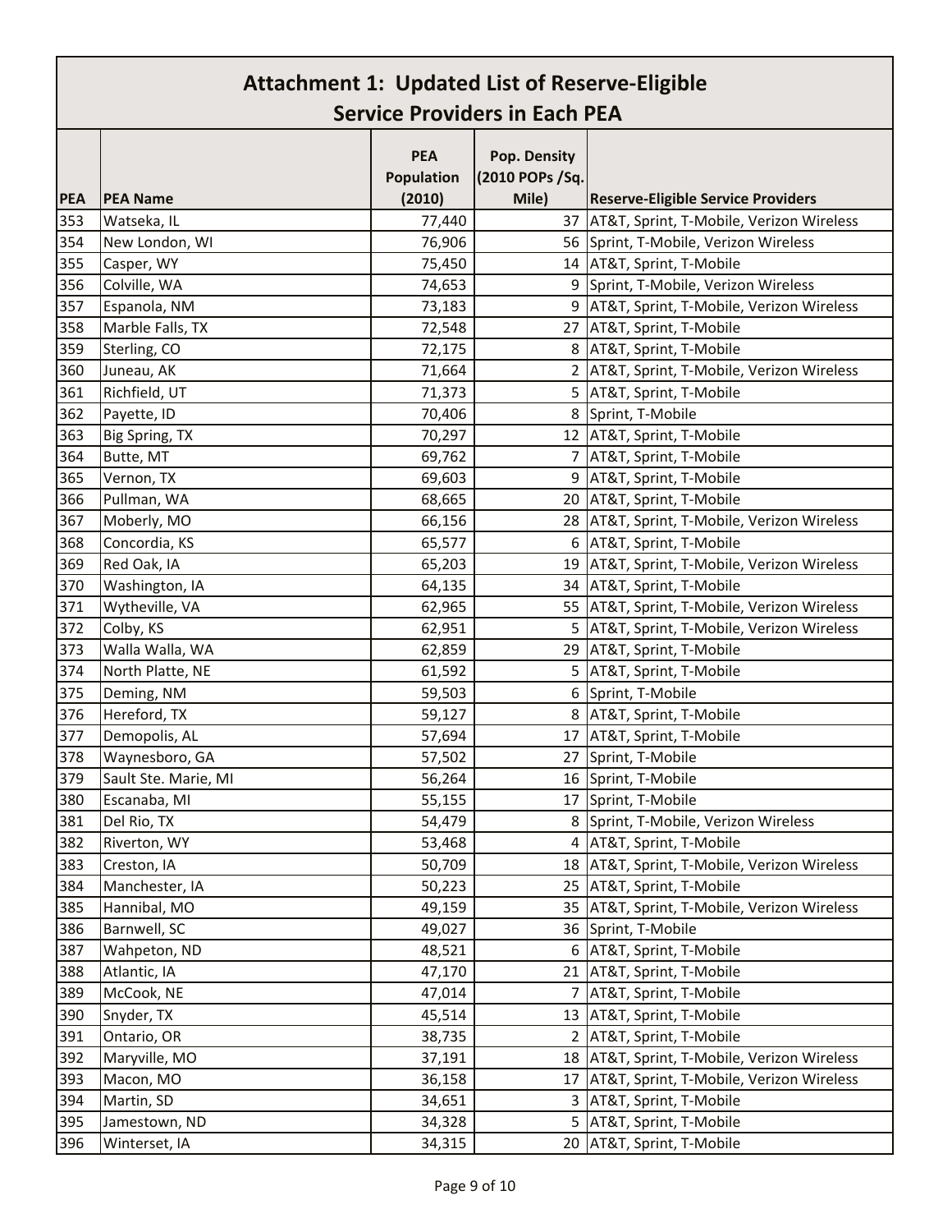# Attachment 1: Updated List of Reserve-Eligible Service Providers in Each PEA

| PEA | PEA Name | PEA Population (2010) | Pop. Density (2010 POPs /Sq. Mile) | Reserve-Eligible Service Providers |
|---|---|---|---|---|
| 353 | Watseka, IL | 77,440 | 37 | AT&T, Sprint, T-Mobile, Verizon Wireless |
| 354 | New London, WI | 76,906 | 56 | Sprint, T-Mobile, Verizon Wireless |
| 355 | Casper, WY | 75,450 | 14 | AT&T, Sprint, T-Mobile |
| 356 | Colville, WA | 74,653 | 9 | Sprint, T-Mobile, Verizon Wireless |
| 357 | Espanola, NM | 73,183 | 9 | AT&T, Sprint, T-Mobile, Verizon Wireless |
| 358 | Marble Falls, TX | 72,548 | 27 | AT&T, Sprint, T-Mobile |
| 359 | Sterling, CO | 72,175 | 8 | AT&T, Sprint, T-Mobile |
| 360 | Juneau, AK | 71,664 | 2 | AT&T, Sprint, T-Mobile, Verizon Wireless |
| 361 | Richfield, UT | 71,373 | 5 | AT&T, Sprint, T-Mobile |
| 362 | Payette, ID | 70,406 | 8 | Sprint, T-Mobile |
| 363 | Big Spring, TX | 70,297 | 12 | AT&T, Sprint, T-Mobile |
| 364 | Butte, MT | 69,762 | 7 | AT&T, Sprint, T-Mobile |
| 365 | Vernon, TX | 69,603 | 9 | AT&T, Sprint, T-Mobile |
| 366 | Pullman, WA | 68,665 | 20 | AT&T, Sprint, T-Mobile |
| 367 | Moberly, MO | 66,156 | 28 | AT&T, Sprint, T-Mobile, Verizon Wireless |
| 368 | Concordia, KS | 65,577 | 6 | AT&T, Sprint, T-Mobile |
| 369 | Red Oak, IA | 65,203 | 19 | AT&T, Sprint, T-Mobile, Verizon Wireless |
| 370 | Washington, IA | 64,135 | 34 | AT&T, Sprint, T-Mobile |
| 371 | Wytheville, VA | 62,965 | 55 | AT&T, Sprint, T-Mobile, Verizon Wireless |
| 372 | Colby, KS | 62,951 | 5 | AT&T, Sprint, T-Mobile, Verizon Wireless |
| 373 | Walla Walla, WA | 62,859 | 29 | AT&T, Sprint, T-Mobile |
| 374 | North Platte, NE | 61,592 | 5 | AT&T, Sprint, T-Mobile |
| 375 | Deming, NM | 59,503 | 6 | Sprint, T-Mobile |
| 376 | Hereford, TX | 59,127 | 8 | AT&T, Sprint, T-Mobile |
| 377 | Demopolis, AL | 57,694 | 17 | AT&T, Sprint, T-Mobile |
| 378 | Waynesboro, GA | 57,502 | 27 | Sprint, T-Mobile |
| 379 | Sault Ste. Marie, MI | 56,264 | 16 | Sprint, T-Mobile |
| 380 | Escanaba, MI | 55,155 | 17 | Sprint, T-Mobile |
| 381 | Del Rio, TX | 54,479 | 8 | Sprint, T-Mobile, Verizon Wireless |
| 382 | Riverton, WY | 53,468 | 4 | AT&T, Sprint, T-Mobile |
| 383 | Creston, IA | 50,709 | 18 | AT&T, Sprint, T-Mobile, Verizon Wireless |
| 384 | Manchester, IA | 50,223 | 25 | AT&T, Sprint, T-Mobile |
| 385 | Hannibal, MO | 49,159 | 35 | AT&T, Sprint, T-Mobile, Verizon Wireless |
| 386 | Barnwell, SC | 49,027 | 36 | Sprint, T-Mobile |
| 387 | Wahpeton, ND | 48,521 | 6 | AT&T, Sprint, T-Mobile |
| 388 | Atlantic, IA | 47,170 | 21 | AT&T, Sprint, T-Mobile |
| 389 | McCook, NE | 47,014 | 7 | AT&T, Sprint, T-Mobile |
| 390 | Snyder, TX | 45,514 | 13 | AT&T, Sprint, T-Mobile |
| 391 | Ontario, OR | 38,735 | 2 | AT&T, Sprint, T-Mobile |
| 392 | Maryville, MO | 37,191 | 18 | AT&T, Sprint, T-Mobile, Verizon Wireless |
| 393 | Macon, MO | 36,158 | 17 | AT&T, Sprint, T-Mobile, Verizon Wireless |
| 394 | Martin, SD | 34,651 | 3 | AT&T, Sprint, T-Mobile |
| 395 | Jamestown, ND | 34,328 | 5 | AT&T, Sprint, T-Mobile |
| 396 | Winterset, IA | 34,315 | 20 | AT&T, Sprint, T-Mobile |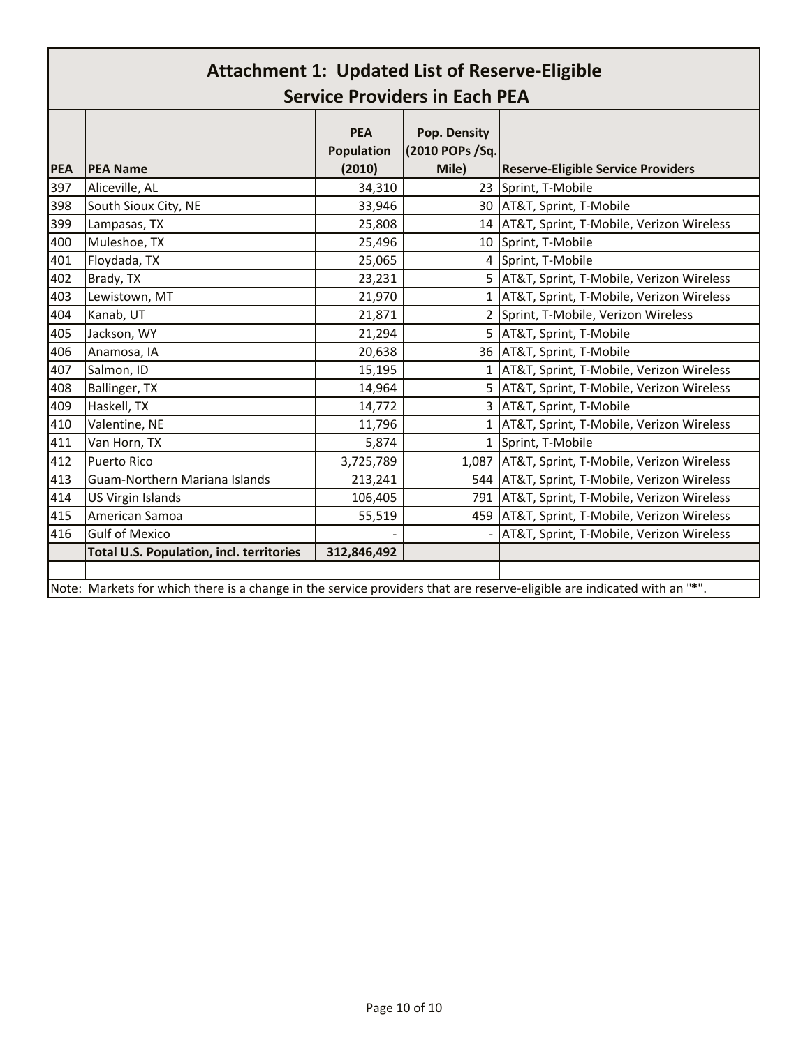# Attachment 1: Updated List of Reserve-Eligible Service Providers in Each PEA

| PEA | PEA Name | PEA Population (2010) | Pop. Density (2010 POPs /Sq. Mile) | Reserve-Eligible Service Providers |
|---|---|---|---|---|
| 397 | Aliceville, AL | 34,310 | 23 | Sprint, T-Mobile |
| 398 | South Sioux City, NE | 33,946 | 30 | AT&T, Sprint, T-Mobile |
| 399 | Lampasas, TX | 25,808 | 14 | AT&T, Sprint, T-Mobile, Verizon Wireless |
| 400 | Muleshoe, TX | 25,496 | 10 | Sprint, T-Mobile |
| 401 | Floydada, TX | 25,065 | 4 | Sprint, T-Mobile |
| 402 | Brady, TX | 23,231 | 5 | AT&T, Sprint, T-Mobile, Verizon Wireless |
| 403 | Lewistown, MT | 21,970 | 1 | AT&T, Sprint, T-Mobile, Verizon Wireless |
| 404 | Kanab, UT | 21,871 | 2 | Sprint, T-Mobile, Verizon Wireless |
| 405 | Jackson, WY | 21,294 | 5 | AT&T, Sprint, T-Mobile |
| 406 | Anamosa, IA | 20,638 | 36 | AT&T, Sprint, T-Mobile |
| 407 | Salmon, ID | 15,195 | 1 | AT&T, Sprint, T-Mobile, Verizon Wireless |
| 408 | Ballinger, TX | 14,964 | 5 | AT&T, Sprint, T-Mobile, Verizon Wireless |
| 409 | Haskell, TX | 14,772 | 3 | AT&T, Sprint, T-Mobile |
| 410 | Valentine, NE | 11,796 | 1 | AT&T, Sprint, T-Mobile, Verizon Wireless |
| 411 | Van Horn, TX | 5,874 | 1 | Sprint, T-Mobile |
| 412 | Puerto Rico | 3,725,789 | 1,087 | AT&T, Sprint, T-Mobile, Verizon Wireless |
| 413 | Guam-Northern Mariana Islands | 213,241 | 544 | AT&T, Sprint, T-Mobile, Verizon Wireless |
| 414 | US Virgin Islands | 106,405 | 791 | AT&T, Sprint, T-Mobile, Verizon Wireless |
| 415 | American Samoa | 55,519 | 459 | AT&T, Sprint, T-Mobile, Verizon Wireless |
| 416 | Gulf of Mexico | - | - | AT&T, Sprint, T-Mobile, Verizon Wireless |
| | **Total U.S. Population, incl. territories** | **312,846,492** | | |

Note: Markets for which there is a change in the service providers that are reserve-eligible are indicated with an "*".